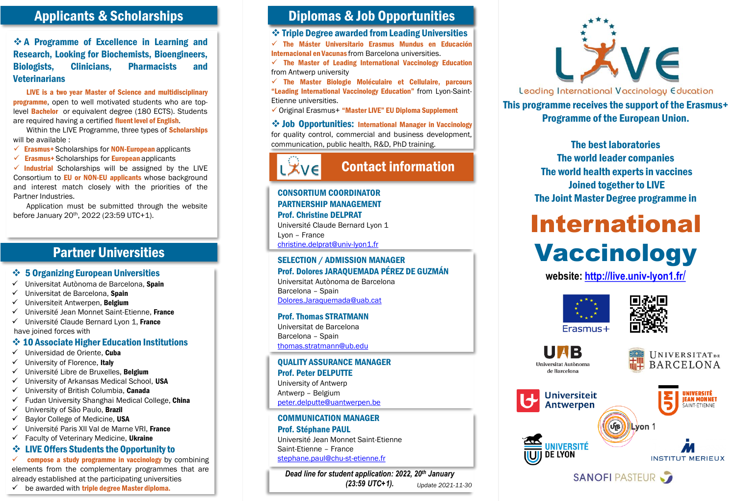## Applicants & Scholarships

### ❖ A Programme of Excellence in Learning and Research, Looking for Biochemists, Bioengineers, Biologists, Clinicians, Pharmacists and Veterinarians

**LIVE is a two year Master of Science and multidisciplinary programme**, open to well motivated students who are top-level **Bachelor** or equivalent degree (180 ECTS). Students are required having a certified **fluent level of English**.

Within the LIVE Programme, three types of **Scholarships** will be available :

- ✓ **Erasmus+** Scholarships for **NON-European** applicants
- ✓ **Erasmus+** Scholarships for **European** applicants
- ✓ **Industrial** Scholarships will be assigned by the LIVE Consortium to **EU or NON-EU applicants** whose background and interest match closely with the priorities of the Partner Industries.

Application must be submitted through the website before January 20th, 2022 (23:59 UTC+1).

## Partner Universities

### ❖ 5 Organizing European Universities

- ✓ Universitat Autònoma de Barcelona, **Spain**
- ✓ Universitat de Barcelona, **Spain**
- ✓ Universiteit Antwerpen, **Belgium**
- ✓ Université Jean Monnet Saint-Etienne, **France**
- ✓ Université Claude Bernard Lyon 1, **France**

have joined forces with

### ❖ 10 Associate Higher Education Institutions

- ✓ Universidad de Oriente, **Cuba**
- ✓ University of Florence, **Italy**
- ✓ Université Libre de Bruxelles, **Belgium**
- ✓ University of Arkansas Medical School, **USA**
- ✓ University of British Columbia, **Canada**
- ✓ Fudan University Shanghai Medical College, **China**
- ✓ University of São Paulo, **Brazil**
- ✓ Baylor College of Medicine, **USA**
- ✓ Université Paris XII Val de Marne VRI, **France**
- ✓ Faculty of Veterinary Medicine, **Ukraine**

### ❖ LIVE Offers Students the Opportunity to

- ✓ **compose a study programme in vaccinology** by combining elements from the complementary programmes that are already established at the participating universities
- ✓ be awarded with **triple degree Master diploma.**

## Diplomas & Job Opportunities

### ❖ Triple Degree awarded from Leading Universities

- ✓ **The Máster Universitario Erasmus Mundus en Educación Internacional en Vacunas** from Barcelona universities.
- ✓ **The Master of Leading International Vaccinology Education** from Antwerp university
- ✓ **The Master Biologie Moléculaire et Cellulaire, parcours "Leading International Vaccinology Education"** from Lyon-Saint-Etienne universities.
- ✓ Original Erasmus+ **"Master LIVE" EU Diploma Supplement**

### ❖ Job Opportunities: International Manager in Vaccinology

for quality control, commercial and business development, communication, public health, R&D, PhD training.

## Contact information

**CONSORTIUM COORDINATOR**
**PARTNERSHIP MANAGEMENT**
**Prof. Christine DELPRAT**
Université Claude Bernard Lyon 1
Lyon – France
christine.delprat@univ-lyon1.fr

**SELECTION / ADMISSION MANAGER**
**Prof. Dolores JARAQUEMADA PÉREZ DE GUZMÁN**
Universitat Autònoma de Barcelona
Barcelona – Spain
Dolores.Jaraquemada@uab.cat

**Prof. Thomas STRATMANN**
Universitat de Barcelona
Barcelona – Spain
thomas.stratmann@ub.edu

**QUALITY ASSURANCE MANAGER**
**Prof. Peter DELPUTTE**
University of Antwerp
Antwerp – Belgium
peter.delputte@uantwerpen.be

**COMMUNICATION MANAGER**
**Prof. Stéphane PAUL**
Université Jean Monnet Saint-Etienne
Saint-Etienne – France
stephane.paul@chu-st-etienne.fr

*Dead line for student application: 2022, 20th January (23:59 UTC+1).*

*Update 2021-11-30*

# LIVE

Leading International Vaccinology Education

**This programme receives the support of the Erasmus+ Programme of the European Union.**

**The best laboratories**
**The world leader companies**
**The world health experts in vaccines**
**Joined together to LIVE**
**The Joint Master Degree programme in**

# International Vaccinology

**website: http://live.univ-lyon1.fr/**

Erasmus+

UAB Universitat Autònoma de Barcelona · Universitat de Barcelona · Universiteit Antwerpen · Université Jean Monnet Saint-Etienne · Lyon 1 · Université de Lyon · Institut Merieux · Sanofi Pasteur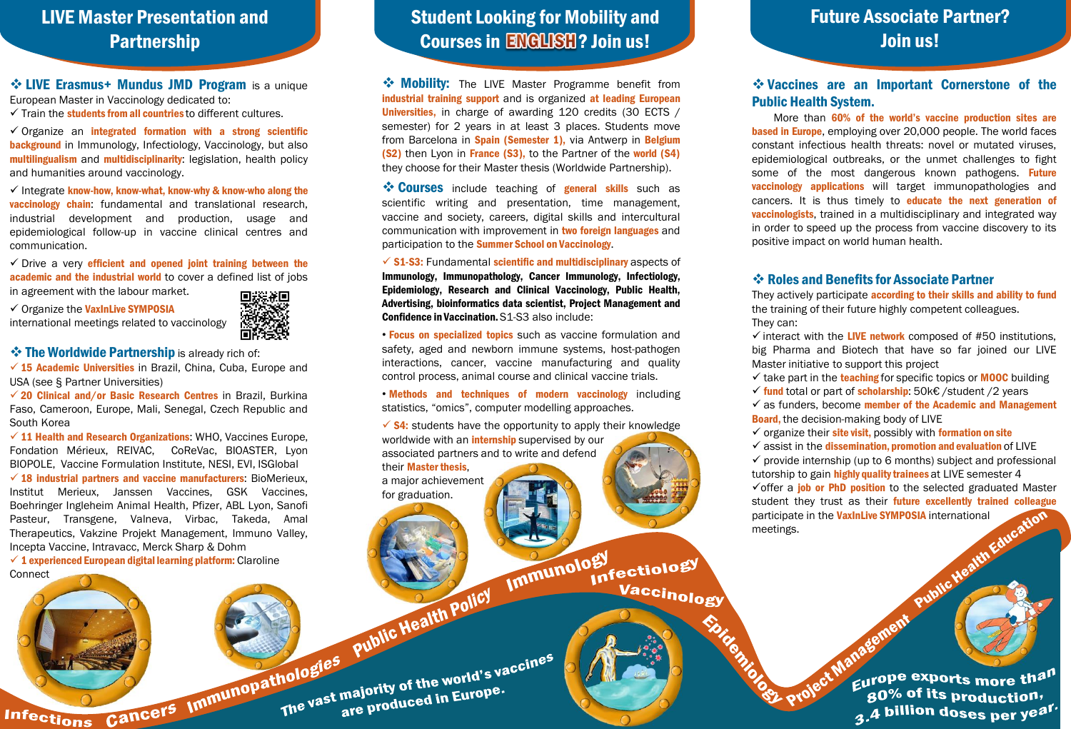## LIVE Master Presentation and Partnership

❖ **LIVE Erasmus+ Mundus JMD Program** is a unique European Master in Vaccinology dedicated to:

✓ Train the **students from all countries** to different cultures.

✓ Organize an **integrated formation with a strong scientific background** in Immunology, Infectiology, Vaccinology, but also **multilingualism** and **multidisciplinarity**: legislation, health policy and humanities around vaccinology.

✓ Integrate **know-how, know-what, know-why & know-who along the vaccinology chain**: fundamental and translational research, industrial development and production, usage and epidemiological follow-up in vaccine clinical centres and communication.

✓ Drive a very **efficient and opened joint training between the academic and the industrial world** to cover a defined list of jobs in agreement with the labour market.

✓ Organize the **VaxInLive SYMPOSIA** international meetings related to vaccinology

❖ **The Worldwide Partnership** is already rich of:

✓ **15 Academic Universities** in Brazil, China, Cuba, Europe and USA (see § Partner Universities)

✓ **20 Clinical and/or Basic Research Centres** in Brazil, Burkina Faso, Cameroon, Europe, Mali, Senegal, Czech Republic and South Korea

✓ **11 Health and Research Organizations**: WHO, Vaccines Europe, Fondation Mérieux, REIVAC, CoReVac, BIOASTER, Lyon BIOPOLE, Vaccine Formulation Institute, NESI, EVI, ISGlobal

✓ **18 industrial partners and vaccine manufacturers**: BioMerieux, Institut Merieux, Janssen Vaccines, GSK Vaccines, Boehringer Ingleheim Animal Health, Pfizer, ABL Lyon, Sanofi Pasteur, Transgene, Valneva, Virbac, Takeda, Amal Therapeutics, Vakzine Projekt Management, Immuno Valley, Incepta Vaccine, Intravacc, Merck Sharp & Dohm

✓ **1 experienced European digital learning platform:** Claroline Connect

## Student Looking for Mobility and Courses in ENGLISH? Join us!

❖ **Mobility:** The LIVE Master Programme benefit from **industrial training support** and is organized **at leading European Universities,** in charge of awarding 120 credits (30 ECTS / semester) for 2 years in at least 3 places. Students move from Barcelona in **Spain (Semester 1),** via Antwerp in **Belgium (S2)** then Lyon in **France (S3),** to the Partner of the **world (S4)** they choose for their Master thesis (Worldwide Partnership).

❖ **Courses** include teaching of **general skills** such as scientific writing and presentation, time management, vaccine and society, careers, digital skills and intercultural communication with improvement in **two foreign languages** and participation to the **Summer School on Vaccinology**.

✓ **S1-S3:** Fundamental **scientific and multidisciplinary** aspects of **Immunology, Immunopathology, Cancer Immunology, Infectiology, Epidemiology, Research and Clinical Vaccinology, Public Health, Advertising, bioinformatics data scientist, Project Management and Confidence in Vaccination.** S1-S3 also include:

• **Focus on specialized topics** such as vaccine formulation and safety, aged and newborn immune systems, host-pathogen interactions, cancer, vaccine manufacturing and quality control process, animal course and clinical vaccine trials.

• **Methods and techniques of modern vaccinology** including statistics, "omics", computer modelling approaches.

✓ **S4:** students have the opportunity to apply their knowledge worldwide with an **internship** supervised by our associated partners and to write and defend their **Master thesis**, a major achievement for graduation.

## Future Associate Partner? Join us!

❖ **Vaccines are an Important Cornerstone of the Public Health System.**

More than **60% of the world's vaccine production sites are based in Europe**, employing over 20,000 people. The world faces constant infectious health threats: novel or mutated viruses, epidemiological outbreaks, or the unmet challenges to fight some of the most dangerous known pathogens. **Future vaccinology applications** will target immunopathologies and cancers. It is thus timely to **educate the next generation of vaccinologists**, trained in a multidisciplinary and integrated way in order to speed up the process from vaccine discovery to its positive impact on world human health.

❖ **Roles and Benefits for Associate Partner**

They actively participate **according to their skills and ability to fund** the training of their future highly competent colleagues.

They can:

✓ interact with the **LIVE network** composed of #50 institutions, big Pharma and Biotech that have so far joined our LIVE Master initiative to support this project

✓ take part in the **teaching** for specific topics or **MOOC** building

✓ **fund** total or part of **scholarship**: 50k€ /student /2 years

✓ as funders, become **member of the Academic and Management Board,** the decision-making body of LIVE

✓ organize their **site visit**, possibly with **formation on site**

✓ assist in the **dissemination, promotion and evaluation** of LIVE

✓ provide internship (up to 6 months) subject and professional tutorship to gain **highly quality trainees** at LIVE semester 4

✓offer a **job or PhD position** to the selected graduated Master student they trust as their **future excellently trained colleague** participate in the **VaxInLive SYMPOSIA** international meetings.

Infections Cancers Immunopathologies Public Health Policy Immunology Infectiology Vaccinology Epidemiology Project Management Public Health Education

The vast majority of the world's vaccines are produced in Europe.

Europe exports more than 80% of its production, 3.4 billion doses per year.